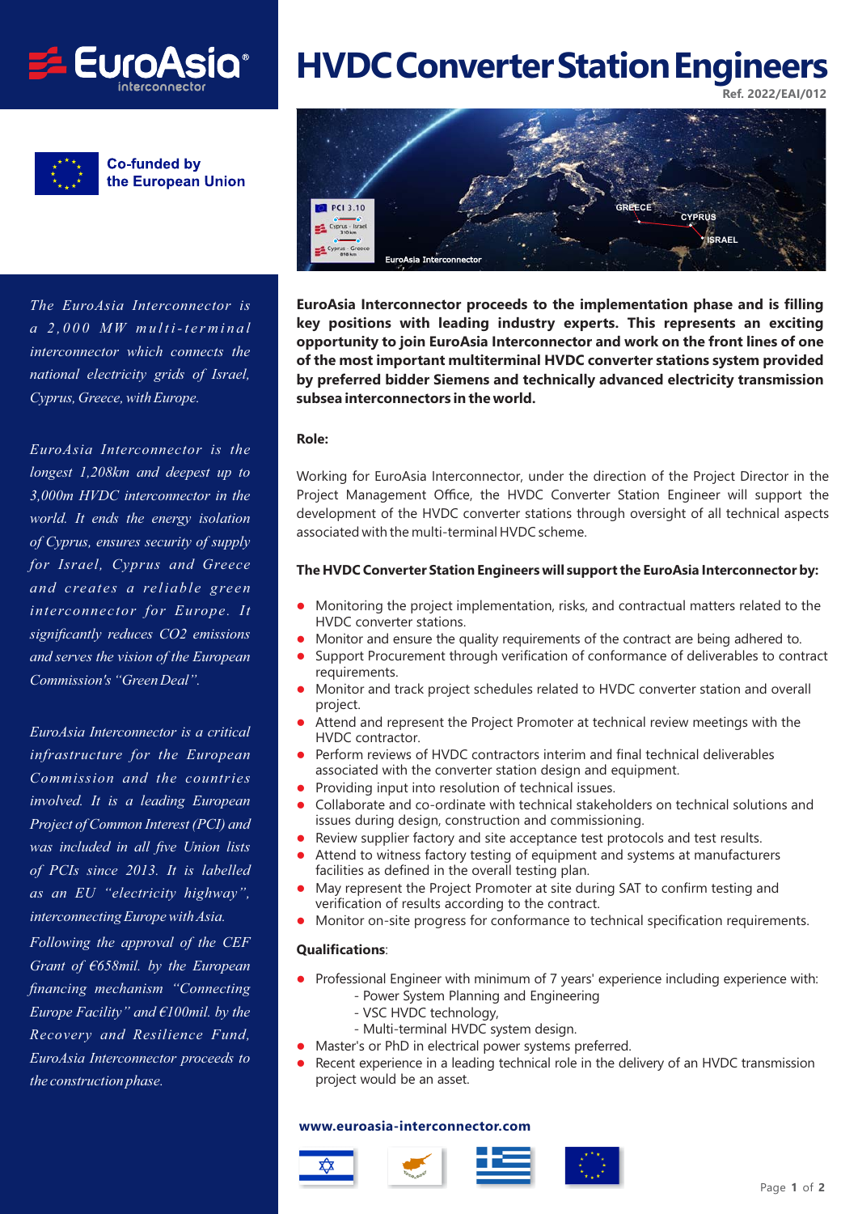# HVDC Converter Station Engineers

Ref. 2022/EAI/012

Co-funded by the European Union

*The EuroAsia Interconnector is a 2,000 MW multi-terminal interconnector which connects the national electricity grids of Israel, Cyprus, Greece, with Europe.*

*EuroAsia Interconnector is the longest 1,208km and deepest up to 3,000m HVDC interconnector in the world. It ends the energy isolation of Cyprus, ensures security of supply for Israel, Cyprus and Greece and creates a reliable green interconnector for Europe. It significantly reduces CO2 emissions and serves the vision of the European Commission's "Green Deal".*

*EuroAsia Interconnector is a critical infrastructure for the European Commission and the countries involved. It is a leading European Project of Common Interest (PCI) and was included in all five Union lists of PCIs since 2013. It is labelled as an EU "electricity highway", interconnecting Europe with Asia.*

*Following the approval of the CEF Grant of €658mil. by the European financing mechanism "Connecting Europe Facility" and €100mil. by the Recovery and Resilience Fund, EuroAsia Interconnector proceeds to the construction phase.*

**EuroAsia Interconnector proceeds to the implementation phase and is filling key positions with leading industry experts. This represents an exciting opportunity to join EuroAsia Interconnector and work on the front lines of one of the most important multiterminal HVDC converter stations system provided by preferred bidder Siemens and technically advanced electricity transmission subsea interconnectors in the world.**

**Role:**

Working for EuroAsia Interconnector, under the direction of the Project Director in the Project Management Office, the HVDC Converter Station Engineer will support the development of the HVDC converter stations through oversight of all technical aspects associated with the multi-terminal HVDC scheme.

**The HVDC Converter Station Engineers will support the EuroAsia Interconnector by:**

- Monitoring the project implementation, risks, and contractual matters related to the HVDC converter stations.
- Monitor and ensure the quality requirements of the contract are being adhered to.
- Support Procurement through verification of conformance of deliverables to contract requirements.
- Monitor and track project schedules related to HVDC converter station and overall project.
- Attend and represent the Project Promoter at technical review meetings with the HVDC contractor.
- Perform reviews of HVDC contractors interim and final technical deliverables associated with the converter station design and equipment.
- Providing input into resolution of technical issues.
- Collaborate and co-ordinate with technical stakeholders on technical solutions and issues during design, construction and commissioning.
- Review supplier factory and site acceptance test protocols and test results.
- Attend to witness factory testing of equipment and systems at manufacturers facilities as defined in the overall testing plan.
- May represent the Project Promoter at site during SAT to confirm testing and verification of results according to the contract.
- Monitor on-site progress for conformance to technical specification requirements.

**Qualifications**:

- Professional Engineer with minimum of 7 years' experience including experience with:
  - Power System Planning and Engineering
  - VSC HVDC technology,
  - Multi-terminal HVDC system design.
- Master's or PhD in electrical power systems preferred.
- Recent experience in a leading technical role in the delivery of an HVDC transmission project would be an asset.

**www.euroasia-interconnector.com**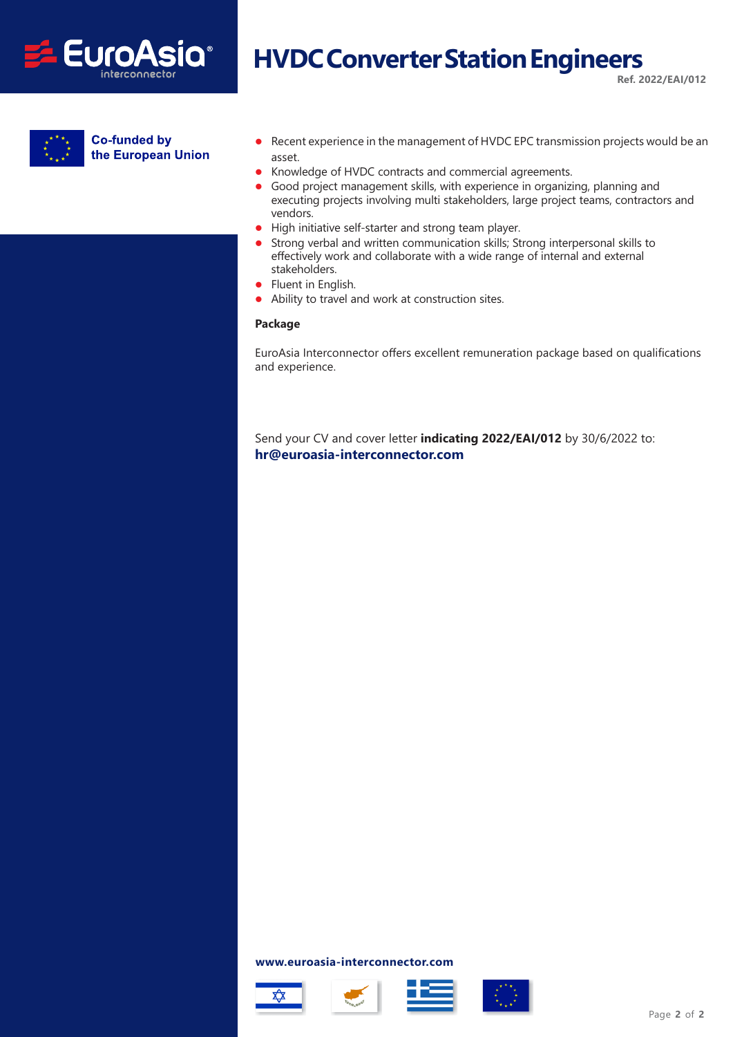# HVDC Converter Station Engineers

Ref. 2022/EAI/012

Co-funded by the European Union

- Recent experience in the management of HVDC EPC transmission projects would be an asset.
- Knowledge of HVDC contracts and commercial agreements.
- Good project management skills, with experience in organizing, planning and executing projects involving multi stakeholders, large project teams, contractors and vendors.
- High initiative self-starter and strong team player.
- Strong verbal and written communication skills; Strong interpersonal skills to effectively work and collaborate with a wide range of internal and external stakeholders.
- Fluent in English.
- Ability to travel and work at construction sites.

**Package**

EuroAsia Interconnector offers excellent remuneration package based on qualifications and experience.

Send your CV and cover letter **indicating 2022/EAI/012** by 30/6/2022 to:
**hr@euroasia-interconnector.com**

**www.euroasia-interconnector.com**